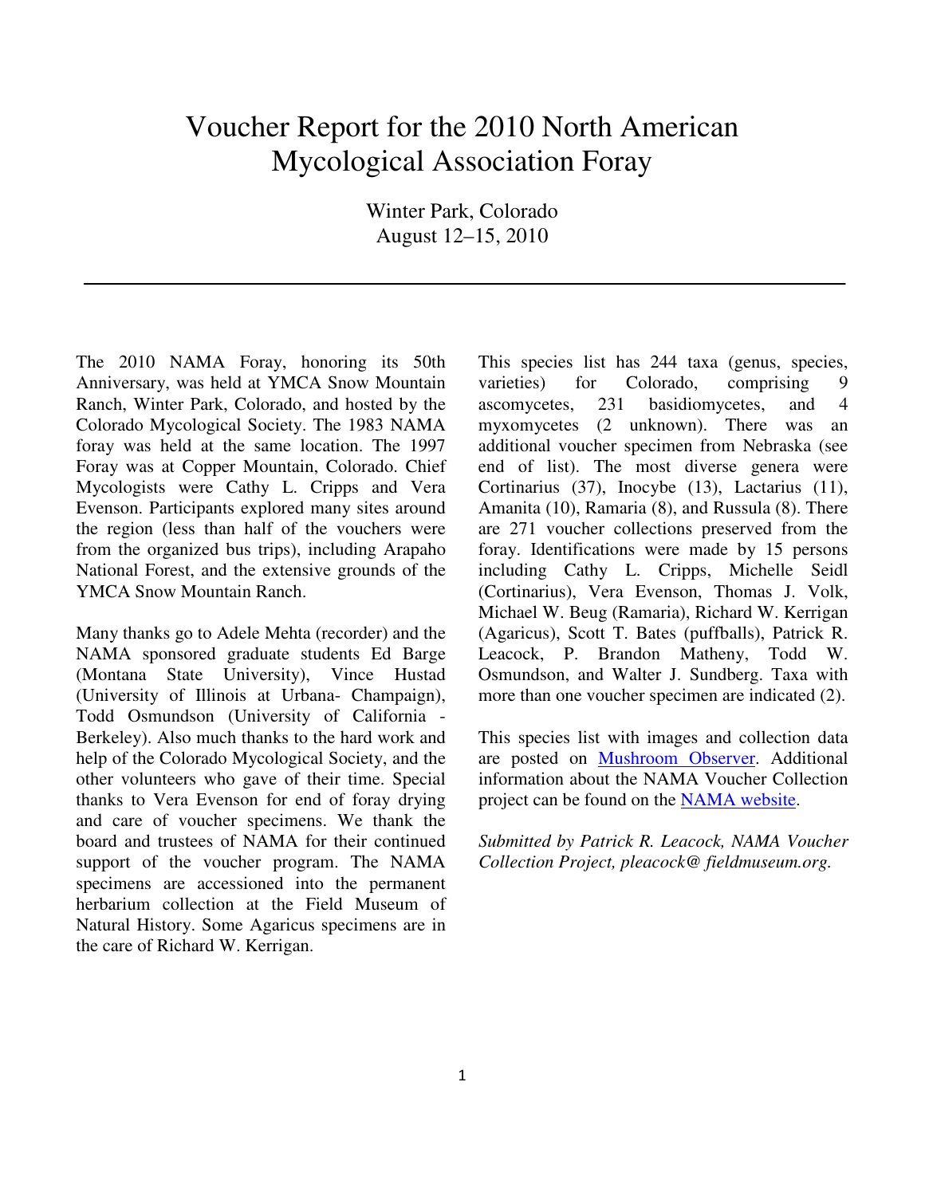# Voucher Report for the 2010 North American Mycological Association Foray

Winter Park, Colorado
August 12–15, 2010

---

The 2010 NAMA Foray, honoring its 50th Anniversary, was held at YMCA Snow Mountain Ranch, Winter Park, Colorado, and hosted by the Colorado Mycological Society. The 1983 NAMA foray was held at the same location. The 1997 Foray was at Copper Mountain, Colorado. Chief Mycologists were Cathy L. Cripps and Vera Evenson. Participants explored many sites around the region (less than half of the vouchers were from the organized bus trips), including Arapaho National Forest, and the extensive grounds of the YMCA Snow Mountain Ranch.

Many thanks go to Adele Mehta (recorder) and the NAMA sponsored graduate students Ed Barge (Montana State University), Vince Hustad (University of Illinois at Urbana- Champaign), Todd Osmundson (University of California - Berkeley). Also much thanks to the hard work and help of the Colorado Mycological Society, and the other volunteers who gave of their time. Special thanks to Vera Evenson for end of foray drying and care of voucher specimens. We thank the board and trustees of NAMA for their continued support of the voucher program. The NAMA specimens are accessioned into the permanent herbarium collection at the Field Museum of Natural History. Some Agaricus specimens are in the care of Richard W. Kerrigan.

This species list has 244 taxa (genus, species, varieties) for Colorado, comprising 9 ascomycetes, 231 basidiomycetes, and 4 myxomycetes (2 unknown). There was an additional voucher specimen from Nebraska (see end of list). The most diverse genera were Cortinarius (37), Inocybe (13), Lactarius (11), Amanita (10), Ramaria (8), and Russula (8). There are 271 voucher collections preserved from the foray. Identifications were made by 15 persons including Cathy L. Cripps, Michelle Seidl (Cortinarius), Vera Evenson, Thomas J. Volk, Michael W. Beug (Ramaria), Richard W. Kerrigan (Agaricus), Scott T. Bates (puffballs), Patrick R. Leacock, P. Brandon Matheny, Todd W. Osmundson, and Walter J. Sundberg. Taxa with more than one voucher specimen are indicated (2).

This species list with images and collection data are posted on Mushroom Observer. Additional information about the NAMA Voucher Collection project can be found on the NAMA website.

*Submitted by Patrick R. Leacock, NAMA Voucher Collection Project, pleacock@ fieldmuseum.org.*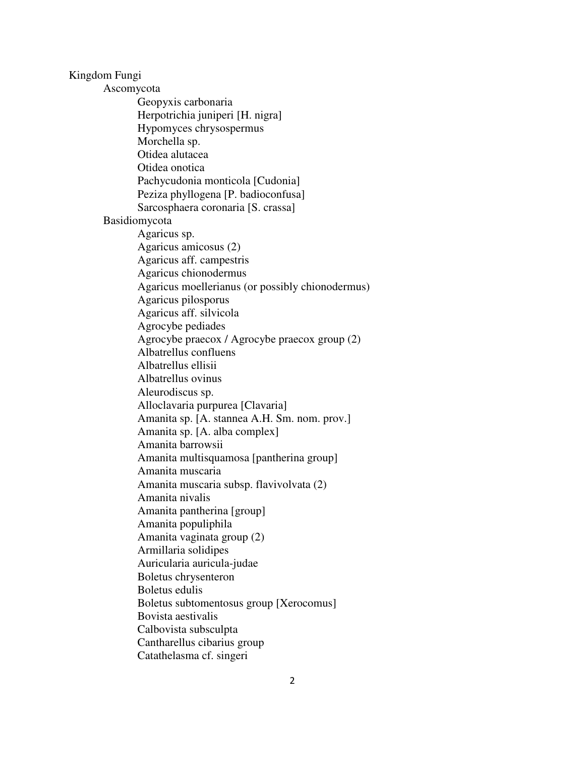Kingdom Fungi

- Ascomycota
  - Geopyxis carbonaria
  - Herpotrichia juniperi [H. nigra]
  - Hypomyces chrysospermus
  - Morchella sp.
  - Otidea alutacea
  - Otidea onotica
  - Pachycudonia monticola [Cudonia]
  - Peziza phyllogena [P. badioconfusa]
  - Sarcosphaera coronaria [S. crassa]
- Basidiomycota
  - Agaricus sp.
  - Agaricus amicosus (2)
  - Agaricus aff. campestris
  - Agaricus chionodermus
  - Agaricus moellerianus (or possibly chionodermus)
  - Agaricus pilosporus
  - Agaricus aff. silvicola
  - Agrocybe pediades
  - Agrocybe praecox / Agrocybe praecox group (2)
  - Albatrellus confluens
  - Albatrellus ellisii
  - Albatrellus ovinus
  - Aleurodiscus sp.
  - Alloclavaria purpurea [Clavaria]
  - Amanita sp. [A. stannea A.H. Sm. nom. prov.]
  - Amanita sp. [A. alba complex]
  - Amanita barrowsii
  - Amanita multisquamosa [pantherina group]
  - Amanita muscaria
  - Amanita muscaria subsp. flavivolvata (2)
  - Amanita nivalis
  - Amanita pantherina [group]
  - Amanita populiphila
  - Amanita vaginata group (2)
  - Armillaria solidipes
  - Auricularia auricula-judae
  - Boletus chrysenteron
  - Boletus edulis
  - Boletus subtomentosus group [Xerocomus]
  - Bovista aestivalis
  - Calbovista subsculpta
  - Cantharellus cibarius group
  - Catathelasma cf. singeri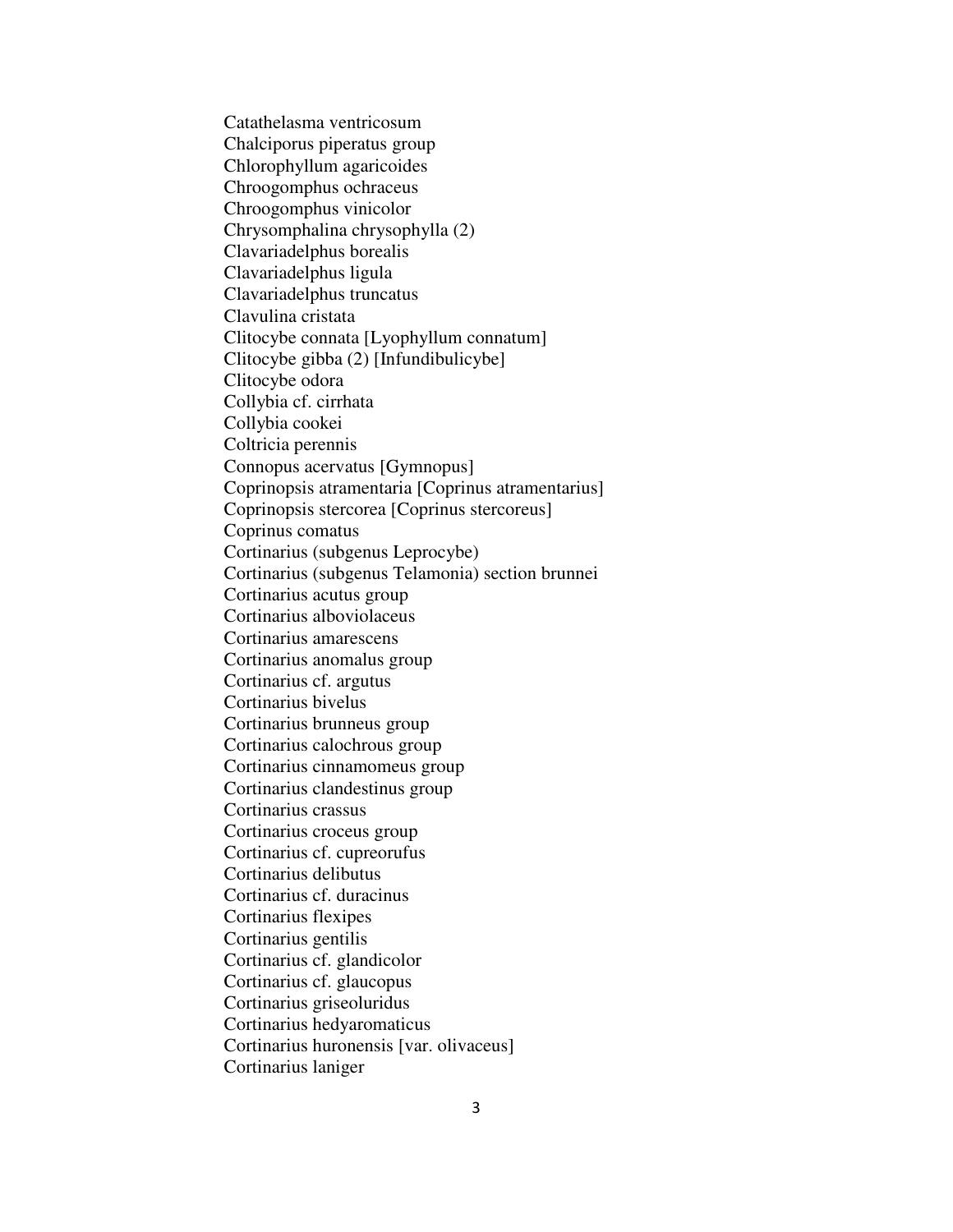Catathelasma ventricosum
Chalciporus piperatus group
Chlorophyllum agaricoides
Chroogomphus ochraceus
Chroogomphus vinicolor
Chrysomphalina chrysophylla (2)
Clavariadelphus borealis
Clavariadelphus ligula
Clavariadelphus truncatus
Clavulina cristata
Clitocybe connata [Lyophyllum connatum]
Clitocybe gibba (2) [Infundibulicybe]
Clitocybe odora
Collybia cf. cirrhata
Collybia cookei
Coltricia perennis
Connopus acervatus [Gymnopus]
Coprinopsis atramentaria [Coprinus atramentarius]
Coprinopsis stercorea [Coprinus stercoreus]
Coprinus comatus
Cortinarius (subgenus Leprocybe)
Cortinarius (subgenus Telamonia) section brunnei
Cortinarius acutus group
Cortinarius alboviolaceus
Cortinarius amarescens
Cortinarius anomalus group
Cortinarius cf. argutus
Cortinarius bivelus
Cortinarius brunneus group
Cortinarius calochrous group
Cortinarius cinnamomeus group
Cortinarius clandestinus group
Cortinarius crassus
Cortinarius croceus group
Cortinarius cf. cupreorufus
Cortinarius delibutus
Cortinarius cf. duracinus
Cortinarius flexipes
Cortinarius gentilis
Cortinarius cf. glandicolor
Cortinarius cf. glaucopus
Cortinarius griseoluridus
Cortinarius hedyaromaticus
Cortinarius huronensis [var. olivaceus]
Cortinarius laniger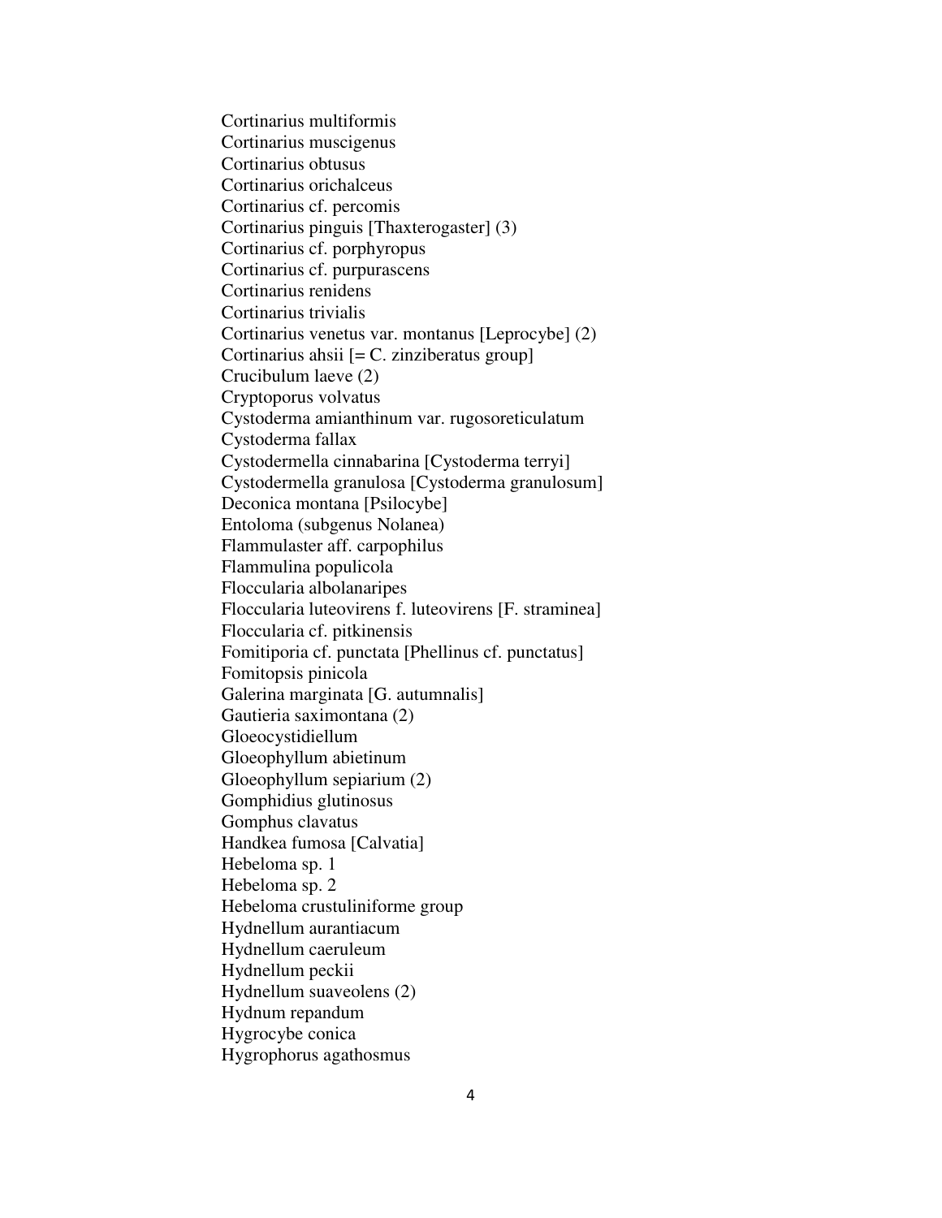Cortinarius multiformis
Cortinarius muscigenus
Cortinarius obtusus
Cortinarius orichalceus
Cortinarius cf. percomis
Cortinarius pinguis [Thaxterogaster] (3)
Cortinarius cf. porphyropus
Cortinarius cf. purpurascens
Cortinarius renidens
Cortinarius trivialis
Cortinarius venetus var. montanus [Leprocybe] (2)
Cortinarius ahsii [= C. zinziberatus group]
Crucibulum laeve (2)
Cryptoporus volvatus
Cystoderma amianthinum var. rugosoreticulatum
Cystoderma fallax
Cystodermella cinnabarina [Cystoderma terryi]
Cystodermella granulosa [Cystoderma granulosum]
Deconica montana [Psilocybe]
Entoloma (subgenus Nolanea)
Flammulaster aff. carpophilus
Flammulina populicola
Floccularia albolanaripes
Floccularia luteovirens f. luteovirens [F. straminea]
Floccularia cf. pitkinensis
Fomitiporia cf. punctata [Phellinus cf. punctatus]
Fomitopsis pinicola
Galerina marginata [G. autumnalis]
Gautieria saximontana (2)
Gloeocystidiellum
Gloeophyllum abietinum
Gloeophyllum sepiarium (2)
Gomphidius glutinosus
Gomphus clavatus
Handkea fumosa [Calvatia]
Hebeloma sp. 1
Hebeloma sp. 2
Hebeloma crustuliniforme group
Hydnellum aurantiacum
Hydnellum caeruleum
Hydnellum peckii
Hydnellum suaveolens (2)
Hydnum repandum
Hygrocybe conica
Hygrophorus agathosmus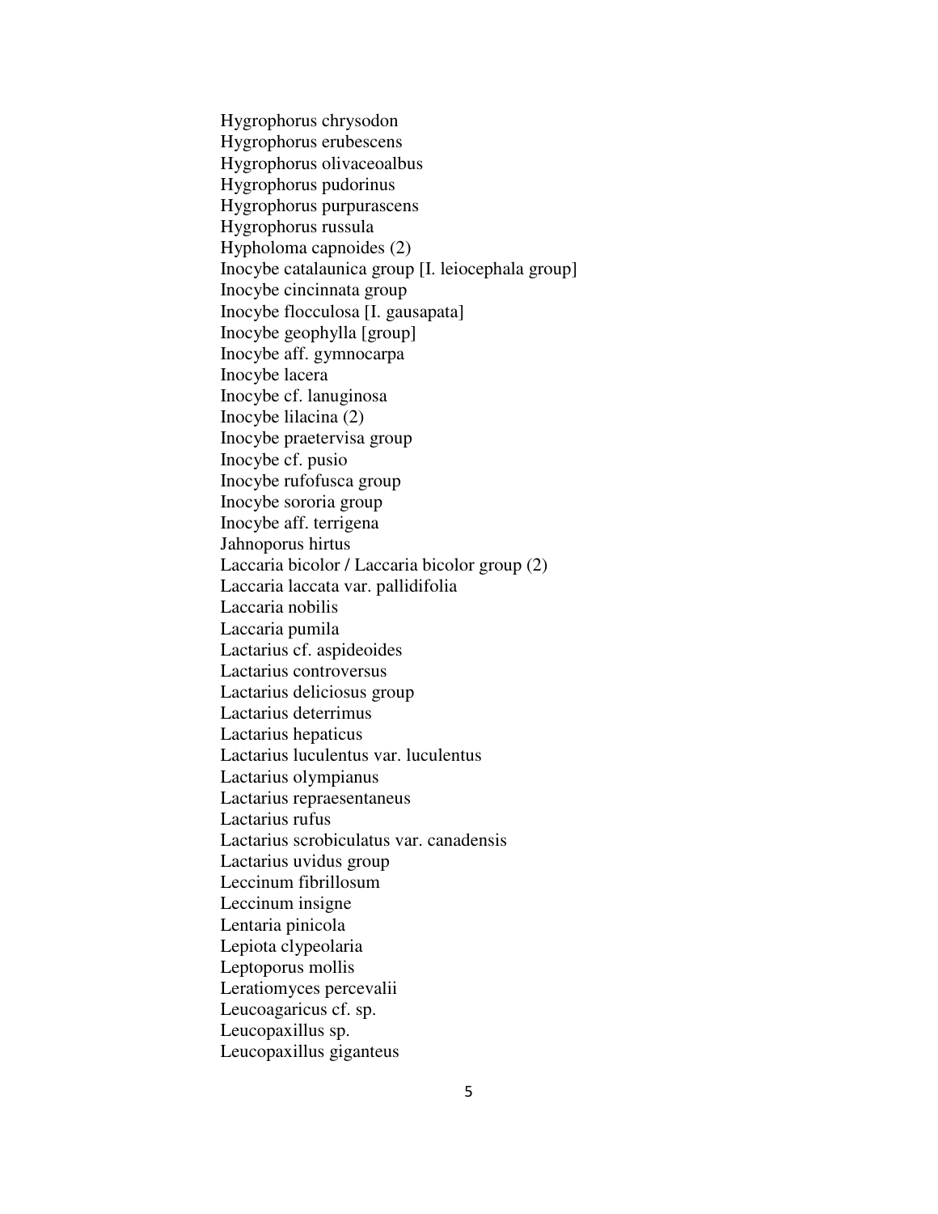Hygrophorus chrysodon
Hygrophorus erubescens
Hygrophorus olivaceoalbus
Hygrophorus pudorinus
Hygrophorus purpurascens
Hygrophorus russula
Hypholoma capnoides (2)
Inocybe catalaunica group [I. leiocephala group]
Inocybe cincinnata group
Inocybe flocculosa [I. gausapata]
Inocybe geophylla [group]
Inocybe aff. gymnocarpa
Inocybe lacera
Inocybe cf. lanuginosa
Inocybe lilacina (2)
Inocybe praetervisa group
Inocybe cf. pusio
Inocybe rufofusca group
Inocybe sororia group
Inocybe aff. terrigena
Jahnoporus hirtus
Laccaria bicolor / Laccaria bicolor group (2)
Laccaria laccata var. pallidifolia
Laccaria nobilis
Laccaria pumila
Lactarius cf. aspideoides
Lactarius controversus
Lactarius deliciosus group
Lactarius deterrimus
Lactarius hepaticus
Lactarius luculentus var. luculentus
Lactarius olympianus
Lactarius repraesentaneus
Lactarius rufus
Lactarius scrobiculatus var. canadensis
Lactarius uvidus group
Leccinum fibrillosum
Leccinum insigne
Lentaria pinicola
Lepiota clypeolaria
Leptoporus mollis
Leratiomyces percevalii
Leucoagaricus cf. sp.
Leucopaxillus sp.
Leucopaxillus giganteus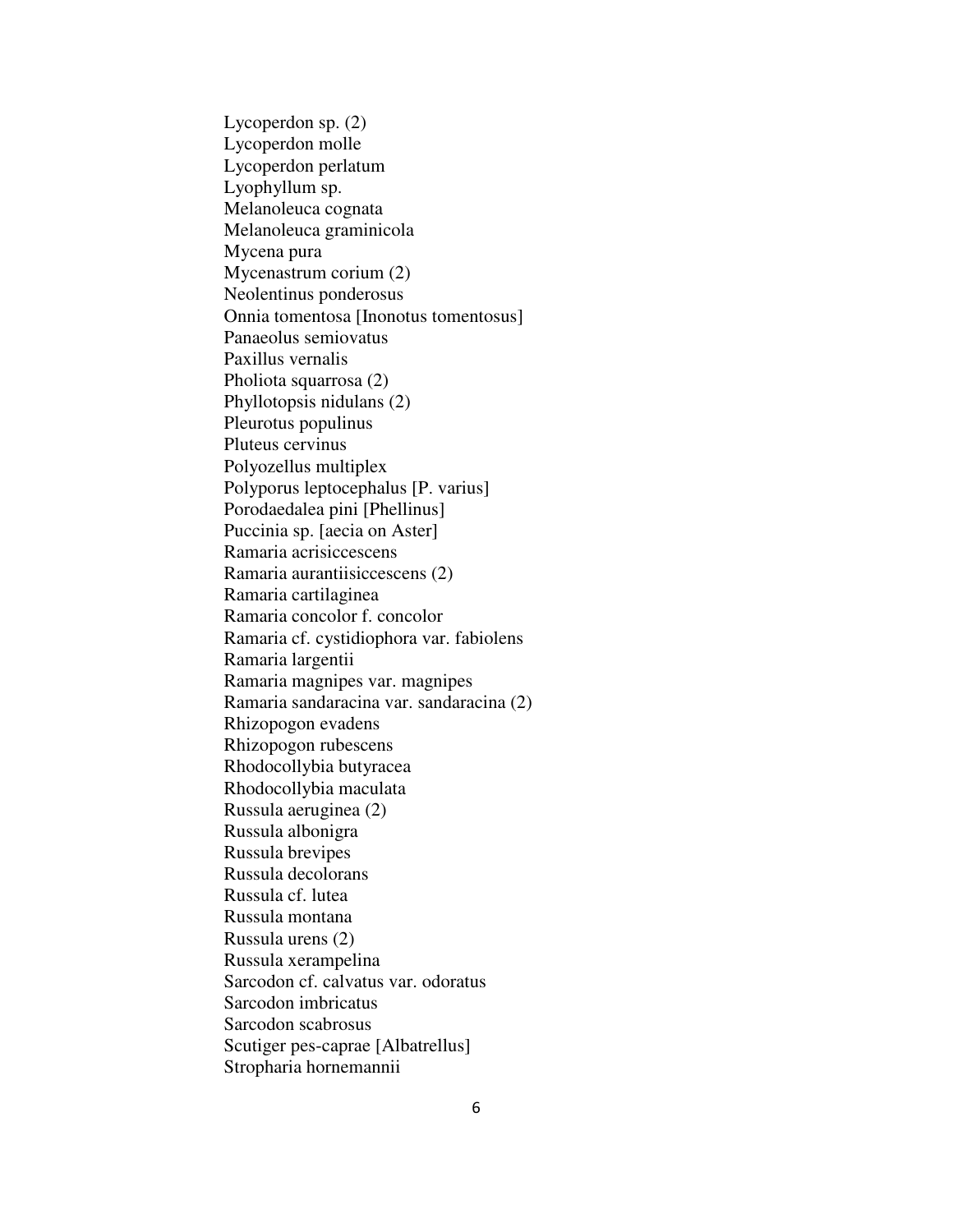Lycoperdon sp. (2)
Lycoperdon molle
Lycoperdon perlatum
Lyophyllum sp.
Melanoleuca cognata
Melanoleuca graminicola
Mycena pura
Mycenastrum corium (2)
Neolentinus ponderosus
Onnia tomentosa [Inonotus tomentosus]
Panaeolus semiovatus
Paxillus vernalis
Pholiota squarrosa (2)
Phyllotopsis nidulans (2)
Pleurotus populinus
Pluteus cervinus
Polyozellus multiplex
Polyporus leptocephalus [P. varius]
Porodaedalea pini [Phellinus]
Puccinia sp. [aecia on Aster]
Ramaria acrisiccescens
Ramaria aurantiisiccescens (2)
Ramaria cartilaginea
Ramaria concolor f. concolor
Ramaria cf. cystidiophora var. fabiolens
Ramaria largentii
Ramaria magnipes var. magnipes
Ramaria sandaracina var. sandaracina (2)
Rhizopogon evadens
Rhizopogon rubescens
Rhodocollybia butyracea
Rhodocollybia maculata
Russula aeruginea (2)
Russula albonigra
Russula brevipes
Russula decolorans
Russula cf. lutea
Russula montana
Russula urens (2)
Russula xerampelina
Sarcodon cf. calvatus var. odoratus
Sarcodon imbricatus
Sarcodon scabrosus
Scutiger pes-caprae [Albatrellus]
Stropharia hornemannii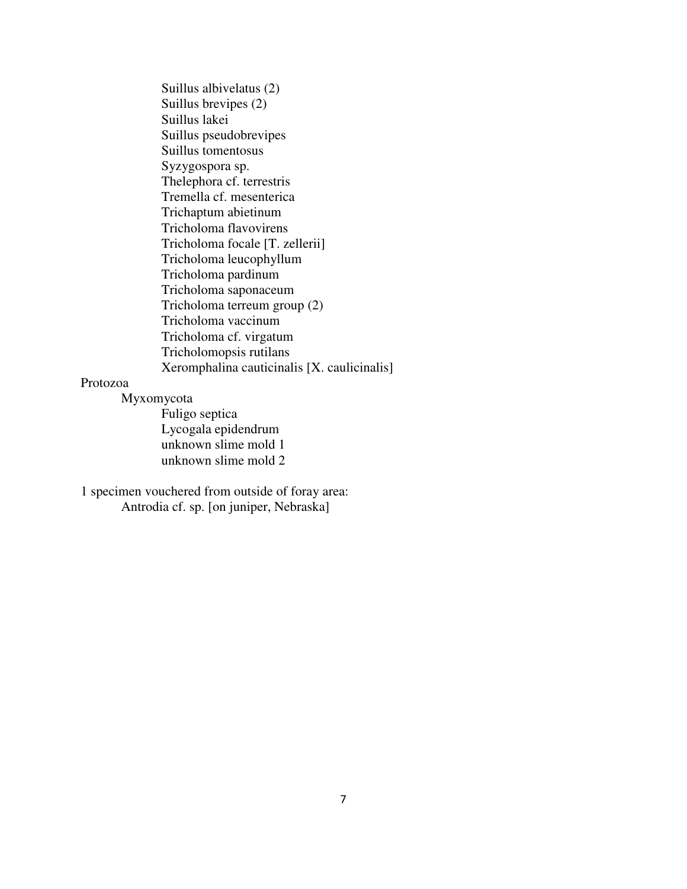Suillus albivelatus (2)
Suillus brevipes (2)
Suillus lakei
Suillus pseudobrevipes
Suillus tomentosus
Syzygospora sp.
Thelephora cf. terrestris
Tremella cf. mesenterica
Trichaptum abietinum
Tricholoma flavovirens
Tricholoma focale [T. zellerii]
Tricholoma leucophyllum
Tricholoma pardinum
Tricholoma saponaceum
Tricholoma terreum group (2)
Tricholoma vaccinum
Tricholoma cf. virgatum
Tricholomopsis rutilans
Xeromphalina cauticinalis [X. caulicinalis]

Protozoa

Myxomycota

Fuligo septica
Lycogala epidendrum
unknown slime mold 1
unknown slime mold 2

1 specimen vouchered from outside of foray area:

Antrodia cf. sp. [on juniper, Nebraska]